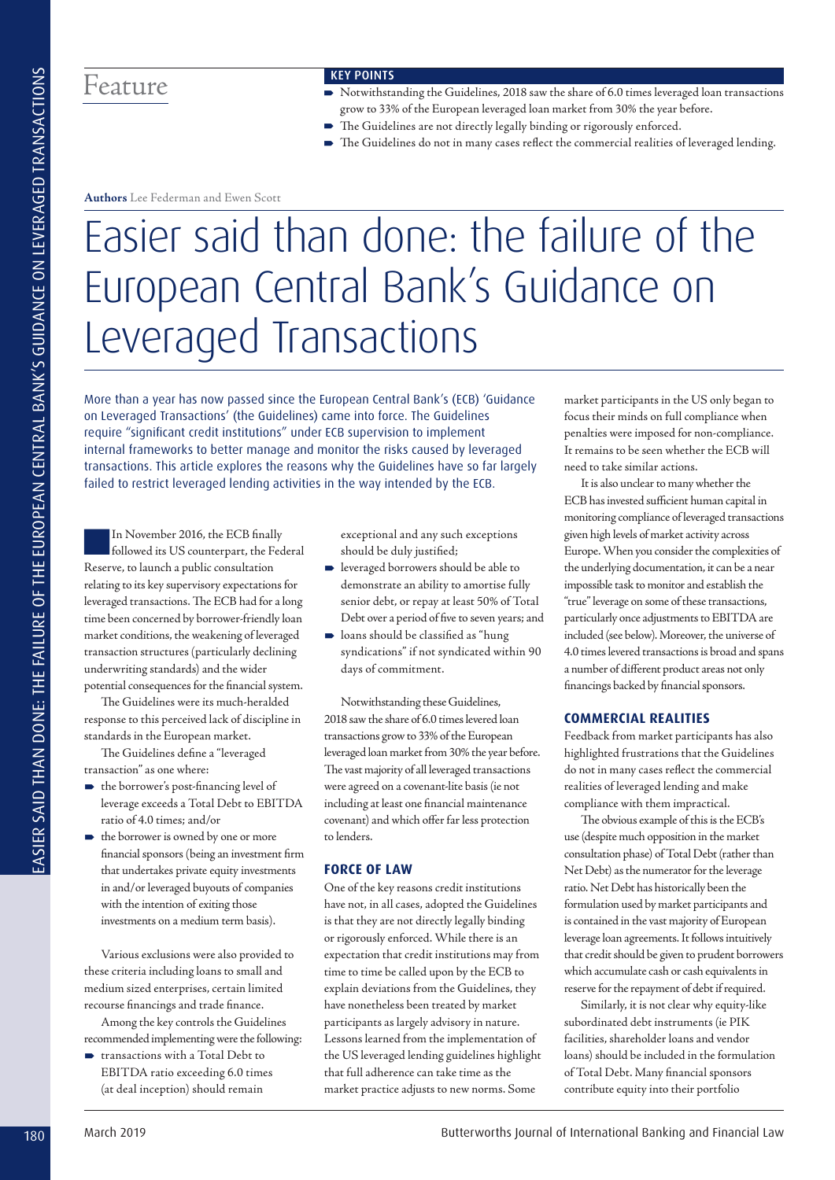Feature

**KEY POINTS**

- Notwithstanding the Guidelines, 2018 saw the share of 6.0 times leveraged loan transactions grow to 33% of the European leveraged loan market from 30% the year before.
- The Guidelines are not directly legally binding or rigorously enforced.
- The Guidelines do not in many cases reflect the commercial realities of leveraged lending.

**Authors** Lee Federman and Ewen Scott

# Easier said than done: the failure of the European Central Bank's Guidance on Leveraged Transactions

More than a year has now passed since the European Central Bank's (ECB) 'Guidance on Leveraged Transactions' (the Guidelines) came into force. The Guidelines require "significant credit institutions" under ECB supervision to implement internal frameworks to better manage and monitor the risks caused by leveraged transactions. This article explores the reasons why the Guidelines have so far largely failed to restrict leveraged lending activities in the way intended by the ECB.

In November 2016, the ECB finally followed its US counterpart, the Federal Reserve, to launch a public consultation relating to its key supervisory expectations for leveraged transactions. The ECB had for a long time been concerned by borrower-friendly loan market conditions, the weakening of leveraged transaction structures (particularly declining underwriting standards) and the wider potential consequences for the financial system.

The Guidelines were its much-heralded response to this perceived lack of discipline in standards in the European market.

The Guidelines define a "leveraged transaction" as one where:

- the borrower's post-financing level of leverage exceeds a Total Debt to EBITDA ratio of 4.0 times; and/or
- the borrower is owned by one or more financial sponsors (being an investment firm that undertakes private equity investments in and/or leveraged buyouts of companies with the intention of exiting those investments on a medium term basis).

Various exclusions were also provided to these criteria including loans to small and medium sized enterprises, certain limited recourse financings and trade finance.

Among the key controls the Guidelines recommended implementing were the following:

- transactions with a Total Debt to EBITDA ratio exceeding 6.0 times (at deal inception) should remain exceptional and any such exceptions should be duly justified;
- leveraged borrowers should be able to demonstrate an ability to amortise fully senior debt, or repay at least 50% of Total Debt over a period of five to seven years; and
- loans should be classified as "hung syndications" if not syndicated within 90 days of commitment.

Notwithstanding these Guidelines, 2018 saw the share of 6.0 times levered loan transactions grow to 33% of the European leveraged loan market from 30% the year before. The vast majority of all leveraged transactions were agreed on a covenant-lite basis (ie not including at least one financial maintenance covenant) and which offer far less protection to lenders.

## FORCE OF LAW

One of the key reasons credit institutions have not, in all cases, adopted the Guidelines is that they are not directly legally binding or rigorously enforced. While there is an expectation that credit institutions may from time to time be called upon by the ECB to explain deviations from the Guidelines, they have nonetheless been treated by market participants as largely advisory in nature. Lessons learned from the implementation of the US leveraged lending guidelines highlight that full adherence can take time as the market practice adjusts to new norms. Some market participants in the US only began to focus their minds on full compliance when penalties were imposed for non-compliance. It remains to be seen whether the ECB will need to take similar actions.

It is also unclear to many whether the ECB has invested sufficient human capital in monitoring compliance of leveraged transactions given high levels of market activity across Europe. When you consider the complexities of the underlying documentation, it can be a near impossible task to monitor and establish the "true" leverage on some of these transactions, particularly once adjustments to EBITDA are included (see below). Moreover, the universe of 4.0 times levered transactions is broad and spans a number of different product areas not only financings backed by financial sponsors.

## COMMERCIAL REALITIES

Feedback from market participants has also highlighted frustrations that the Guidelines do not in many cases reflect the commercial realities of leveraged lending and make compliance with them impractical.

The obvious example of this is the ECB's use (despite much opposition in the market consultation phase) of Total Debt (rather than Net Debt) as the numerator for the leverage ratio. Net Debt has historically been the formulation used by market participants and is contained in the vast majority of European leverage loan agreements. It follows intuitively that credit should be given to prudent borrowers which accumulate cash or cash equivalents in reserve for the repayment of debt if required.

Similarly, it is not clear why equity-like subordinated debt instruments (ie PIK facilities, shareholder loans and vendor loans) should be included in the formulation of Total Debt. Many financial sponsors contribute equity into their portfolio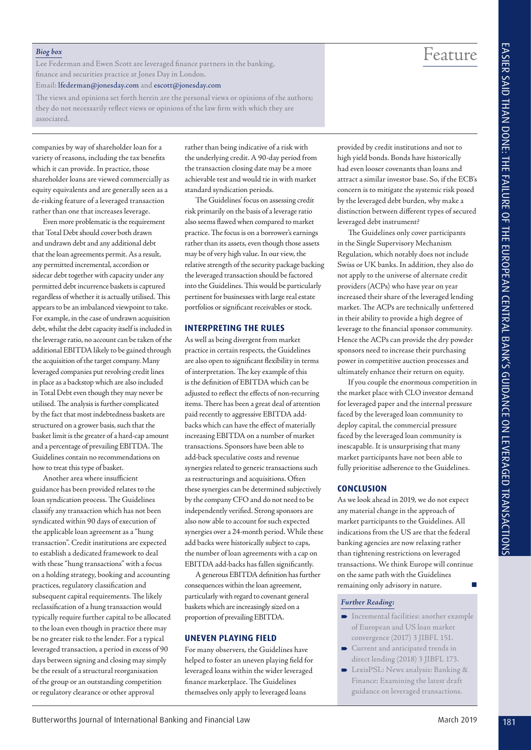*Biog box*

Lee Federman and Ewen Scott are leveraged finance partners in the banking, finance and securities practice at Jones Day in London.

Email: lfederman@jonesday.com and escott@jonesday.com

The views and opinions set forth herein are the personal views or opinions of the authors; they do not necessarily reflect views or opinions of the law firm with which they are associated.

companies by way of shareholder loan for a variety of reasons, including the tax benefits which it can provide. In practice, those shareholder loans are viewed commercially as equity equivalents and are generally seen as a de-risking feature of a leveraged transaction rather than one that increases leverage.

Even more problematic is the requirement that Total Debt should cover both drawn and undrawn debt and any additional debt that the loan agreements permit. As a result, any permitted incremental, accordion or sidecar debt together with capacity under any permitted debt incurrence baskets is captured regardless of whether it is actually utilised. This appears to be an imbalanced viewpoint to take. For example, in the case of undrawn acquisition debt, whilst the debt capacity itself is included in the leverage ratio, no account can be taken of the additional EBITDA likely to be gained through the acquisition of the target company. Many leveraged companies put revolving credit lines in place as a backstop which are also included in Total Debt even though they may never be utilised. The analysis is further complicated by the fact that most indebtedness baskets are structured on a grower basis, such that the basket limit is the greater of a hard-cap amount and a percentage of prevailing EBITDA. The Guidelines contain no recommendations on how to treat this type of basket.

Another area where insufficient guidance has been provided relates to the loan syndication process. The Guidelines classify any transaction which has not been syndicated within 90 days of execution of the applicable loan agreement as a "hung transaction". Credit institutions are expected to establish a dedicated framework to deal with these "hung transactions" with a focus on a holding strategy, booking and accounting practices, regulatory classification and subsequent capital requirements. The likely reclassification of a hung transaction would typically require further capital to be allocated to the loan even though in practice there may be no greater risk to the lender. For a typical leveraged transaction, a period in excess of 90 days between signing and closing may simply be the result of a structural reorganisation of the group or an outstanding competition or regulatory clearance or other approval rather than being indicative of a risk with the underlying credit. A 90-day period from the transaction closing date may be a more achievable test and would tie in with market standard syndication periods.

The Guidelines' focus on assessing credit risk primarily on the basis of a leverage ratio also seems flawed when compared to market practice. The focus is on a borrower's earnings rather than its assets, even though those assets may be of very high value. In our view, the relative strength of the security package backing the leveraged transaction should be factored into the Guidelines. This would be particularly pertinent for businesses with large real estate portfolios or significant receivables or stock.

## INTERPRETING THE RULES

As well as being divergent from market practice in certain respects, the Guidelines are also open to significant flexibility in terms of interpretation. The key example of this is the definition of EBITDA which can be adjusted to reflect the effects of non-recurring items. There has been a great deal of attention paid recently to aggressive EBITDA add-backs which can have the effect of materially increasing EBITDA on a number of market transactions. Sponsors have been able to add-back speculative costs and revenue synergies related to generic transactions such as restructurings and acquisitions. Often these synergies can be determined subjectively by the company CFO and do not need to be independently verified. Strong sponsors are also now able to account for such expected synergies over a 24-month period. While these add backs were historically subject to caps, the number of loan agreements with a cap on EBITDA add-backs has fallen significantly.

A generous EBITDA definition has further consequences within the loan agreement, particularly with regard to covenant general baskets which are increasingly sized on a proportion of prevailing EBITDA.

## UNEVEN PLAYING FIELD

For many observers, the Guidelines have helped to foster an uneven playing field for leveraged loans within the wider leveraged finance marketplace. The Guidelines themselves only apply to leveraged loans provided by credit institutions and not to high yield bonds. Bonds have historically had even looser covenants than loans and attract a similar investor base. So, if the ECB's concern is to mitigate the systemic risk posed by the leveraged debt burden, why make a distinction between different types of secured leveraged debt instrument?

The Guidelines only cover participants in the Single Supervisory Mechanism Regulation, which notably does not include Swiss or UK banks. In addition, they also do not apply to the universe of alternate credit providers (ACPs) who have year on year increased their share of the leveraged lending market. The ACPs are technically unfettered in their ability to provide a high degree of leverage to the financial sponsor community. Hence the ACPs can provide the dry powder sponsors need to increase their purchasing power in competitive auction processes and ultimately enhance their return on equity.

If you couple the enormous competition in the market place with CLO investor demand for leveraged paper and the internal pressure faced by the leveraged loan community to deploy capital, the commercial pressure faced by the leveraged loan community is inescapable. It is unsurprising that many market participants have not been able to fully prioritise adherence to the Guidelines.

## CONCLUSION

As we look ahead in 2019, we do not expect any material change in the approach of market participants to the Guidelines. All indications from the US are that the federal banking agencies are now relaxing rather than tightening restrictions on leveraged transactions. We think Europe will continue on the same path with the Guidelines remaining only advisory in nature. ■

*Further Reading:*

- Incremental facilities: another example of European and US loan market convergence (2017) 3 JIBFL 151.
- Current and anticipated trends in direct lending (2018) 3 JIBFL 173.
- LexisPSL: News analysis: Banking & Finance: Examining the latest draft guidance on leveraged transactions.